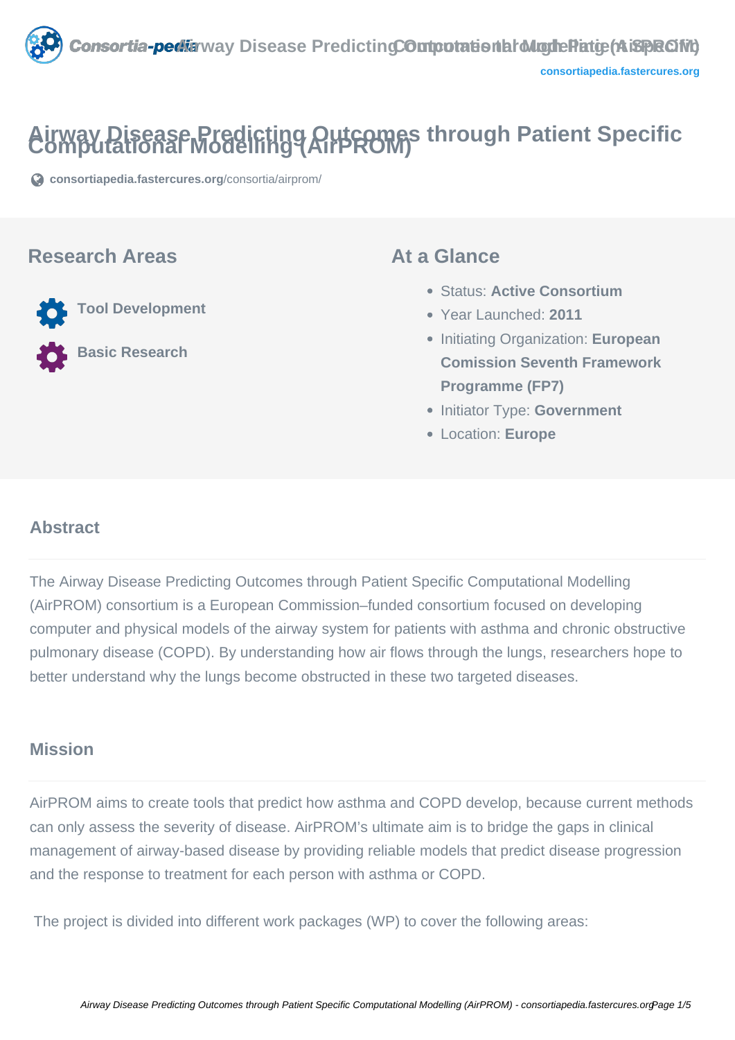# Airway Disease Predicting Outcomes through Patient Specific Computational Modelling (AirPROM)

consortiapedia.fastercures.org/consortia/airprom/

## Research Areas

- Tool Development
- Basic Research

## At a Glance

- Status: **Active Consortium**
- Year Launched: **2011**
- Initiating Organization: **European Comission Seventh Framework Programme (FP7)**
- Initiator Type: **Government**
- Location: **Europe**

## Abstract

The Airway Disease Predicting Outcomes through Patient Specific Computational Modelling (AirPROM) consortium is a European Commission–funded consortium focused on developing computer and physical models of the airway system for patients with asthma and chronic obstructive pulmonary disease (COPD). By understanding how air flows through the lungs, researchers hope to better understand why the lungs become obstructed in these two targeted diseases.

## Mission

AirPROM aims to create tools that predict how asthma and COPD develop, because current methods can only assess the severity of disease. AirPROM's ultimate aim is to bridge the gaps in clinical management of airway-based disease by providing reliable models that predict disease progression and the response to treatment for each person with asthma or COPD.

The project is divided into different work packages (WP) to cover the following areas: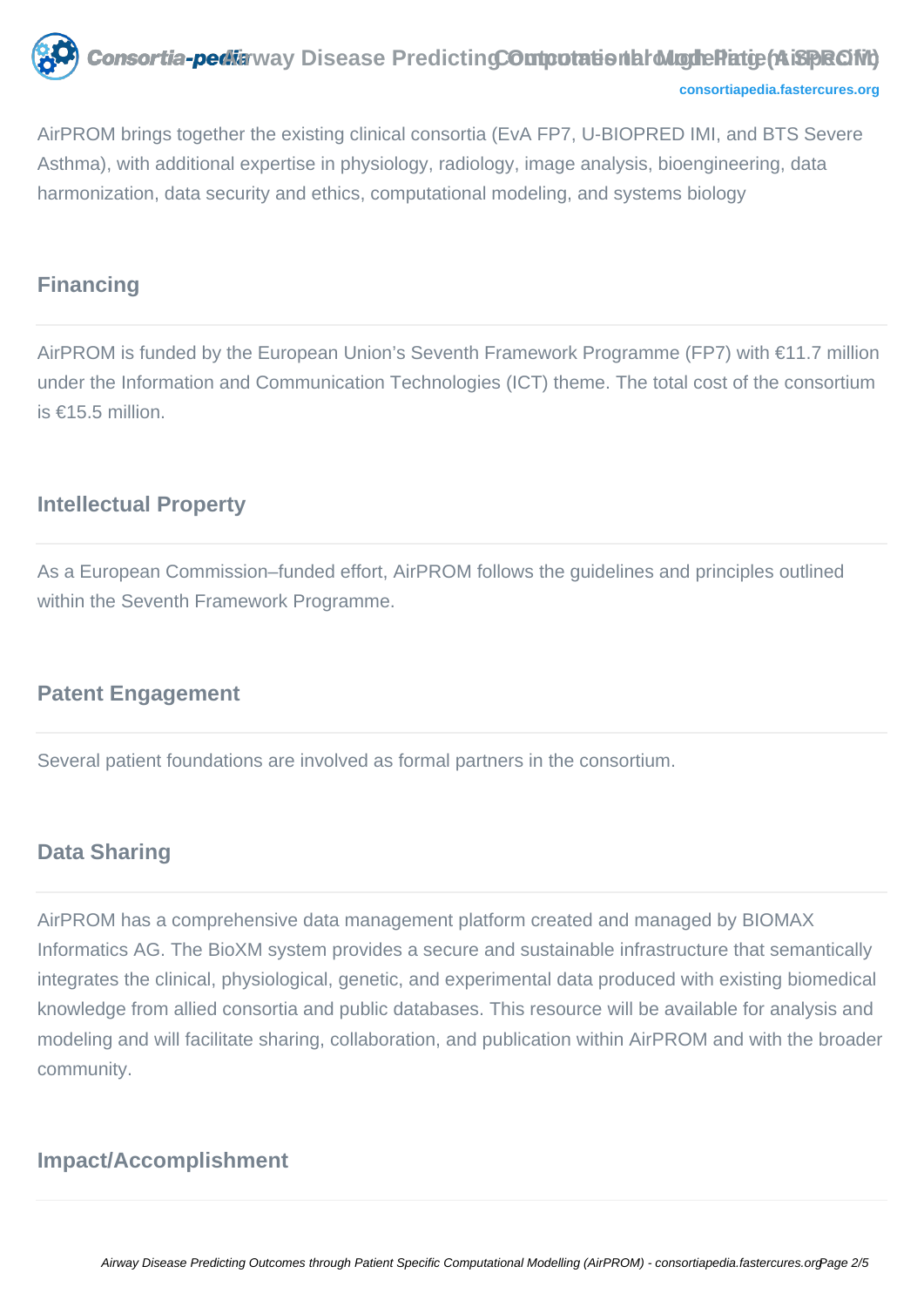AirPROM brings together the existing clinical consortia (EvA FP7, U-BIOPRED IMI, and BTS Severe Asthma), with additional expertise in physiology, radiology, image analysis, bioengineering, data harmonization, data security and ethics, computational modeling, and systems biology

## Financing

AirPROM is funded by the European Union's Seventh Framework Programme (FP7) with €11.7 million under the Information and Communication Technologies (ICT) theme. The total cost of the consortium is €15.5 million.

## Intellectual Property

As a European Commission–funded effort, AirPROM follows the guidelines and principles outlined within the Seventh Framework Programme.

## Patent Engagement

Several patient foundations are involved as formal partners in the consortium.

## Data Sharing

AirPROM has a comprehensive data management platform created and managed by BIOMAX Informatics AG. The BioXM system provides a secure and sustainable infrastructure that semantically integrates the clinical, physiological, genetic, and experimental data produced with existing biomedical knowledge from allied consortia and public databases. This resource will be available for analysis and modeling and will facilitate sharing, collaboration, and publication within AirPROM and with the broader community.

## Impact/Accomplishment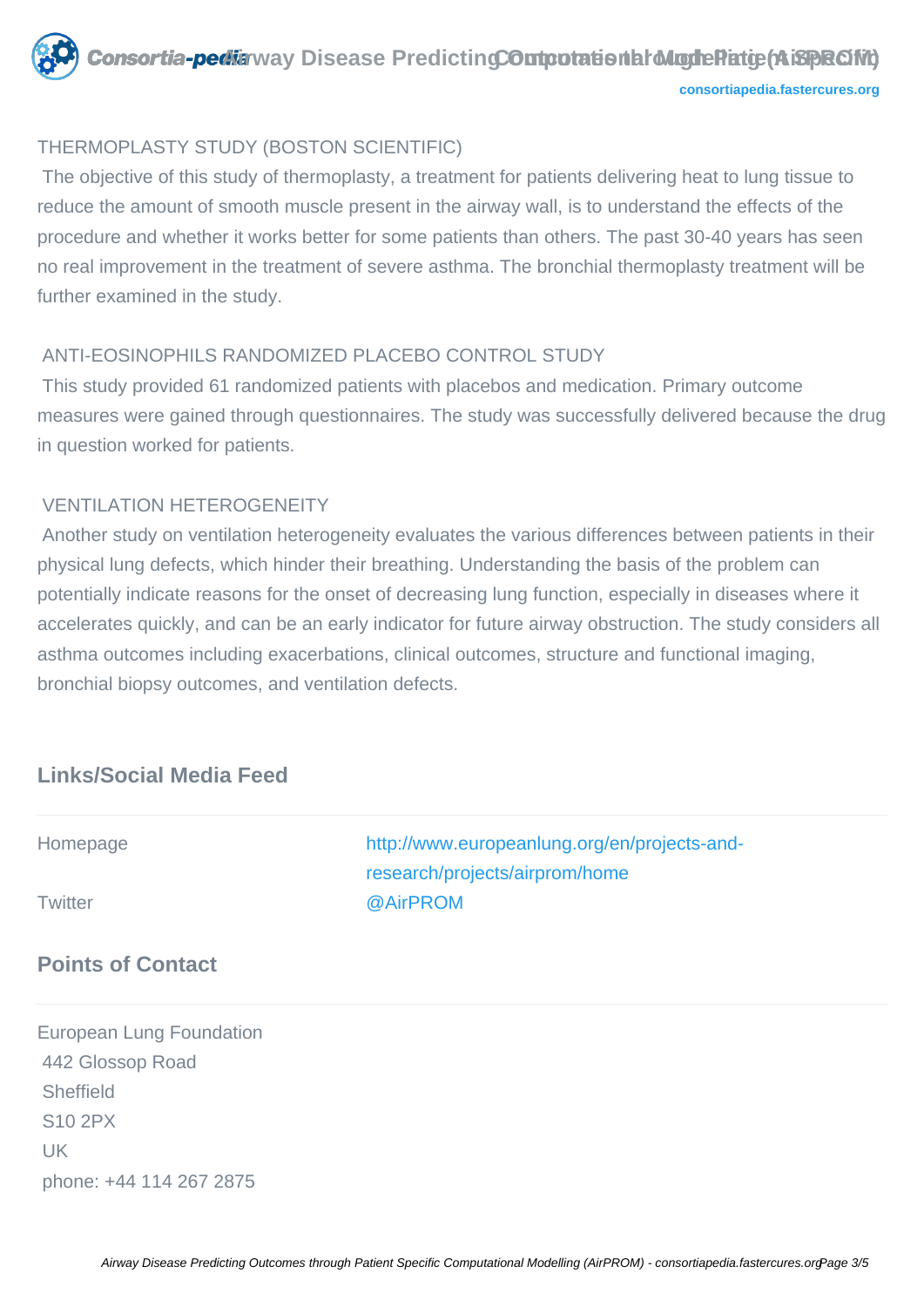THERMOPLASTY STUDY (BOSTON SCIENTIFIC)

The objective of this study of thermoplasty, a treatment for patients delivering heat to lung tissue to reduce the amount of smooth muscle present in the airway wall, is to understand the effects of the procedure and whether it works better for some patients than others. The past 30-40 years has seen no real improvement in the treatment of severe asthma. The bronchial thermoplasty treatment will be further examined in the study.

ANTI-EOSINOPHILS RANDOMIZED PLACEBO CONTROL STUDY

This study provided 61 randomized patients with placebos and medication. Primary outcome measures were gained through questionnaires. The study was successfully delivered because the drug in question worked for patients.

VENTILATION HETEROGENEITY

Another study on ventilation heterogeneity evaluates the various differences between patients in their physical lung defects, which hinder their breathing. Understanding the basis of the problem can potentially indicate reasons for the onset of decreasing lung function, especially in diseases where it accelerates quickly, and can be an early indicator for future airway obstruction. The study considers all asthma outcomes including exacerbations, clinical outcomes, structure and functional imaging, bronchial biopsy outcomes, and ventilation defects.

## Links/Social Media Feed

| | |
|---|---|
| Homepage | http://www.europeanlung.org/en/projects-and-research/projects/airprom/home |
| Twitter | @AirPROM |

## Points of Contact

European Lung Foundation
442 Glossop Road
Sheffield
S10 2PX
UK
phone: +44 114 267 2875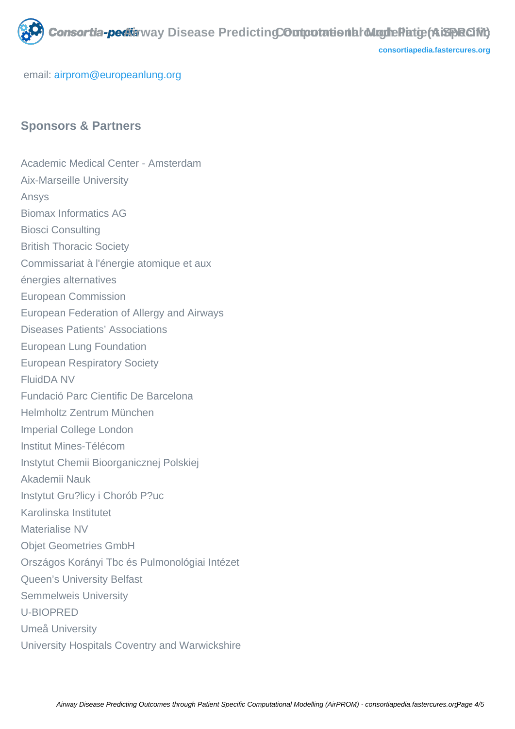email: airprom@europeanlung.org

## Sponsors & Partners

Academic Medical Center - Amsterdam
Aix-Marseille University
Ansys
Biomax Informatics AG
Biosci Consulting
British Thoracic Society
Commissariat à l'énergie atomique et aux énergies alternatives
European Commission
European Federation of Allergy and Airways Diseases Patients' Associations
European Lung Foundation
European Respiratory Society
FluidDA NV
Fundació Parc Cientific De Barcelona
Helmholtz Zentrum München
Imperial College London
Institut Mines-Télécom
Instytut Chemii Bioorganicznej Polskiej Akademii Nauk
Instytut Gru?licy i Chorób P?uc
Karolinska Institutet
Materialise NV
Objet Geometries GmbH
Országos Korányi Tbc és Pulmonológiai Intézet
Queen's University Belfast
Semmelweis University
U-BIOPRED
Umeå University
University Hospitals Coventry and Warwickshire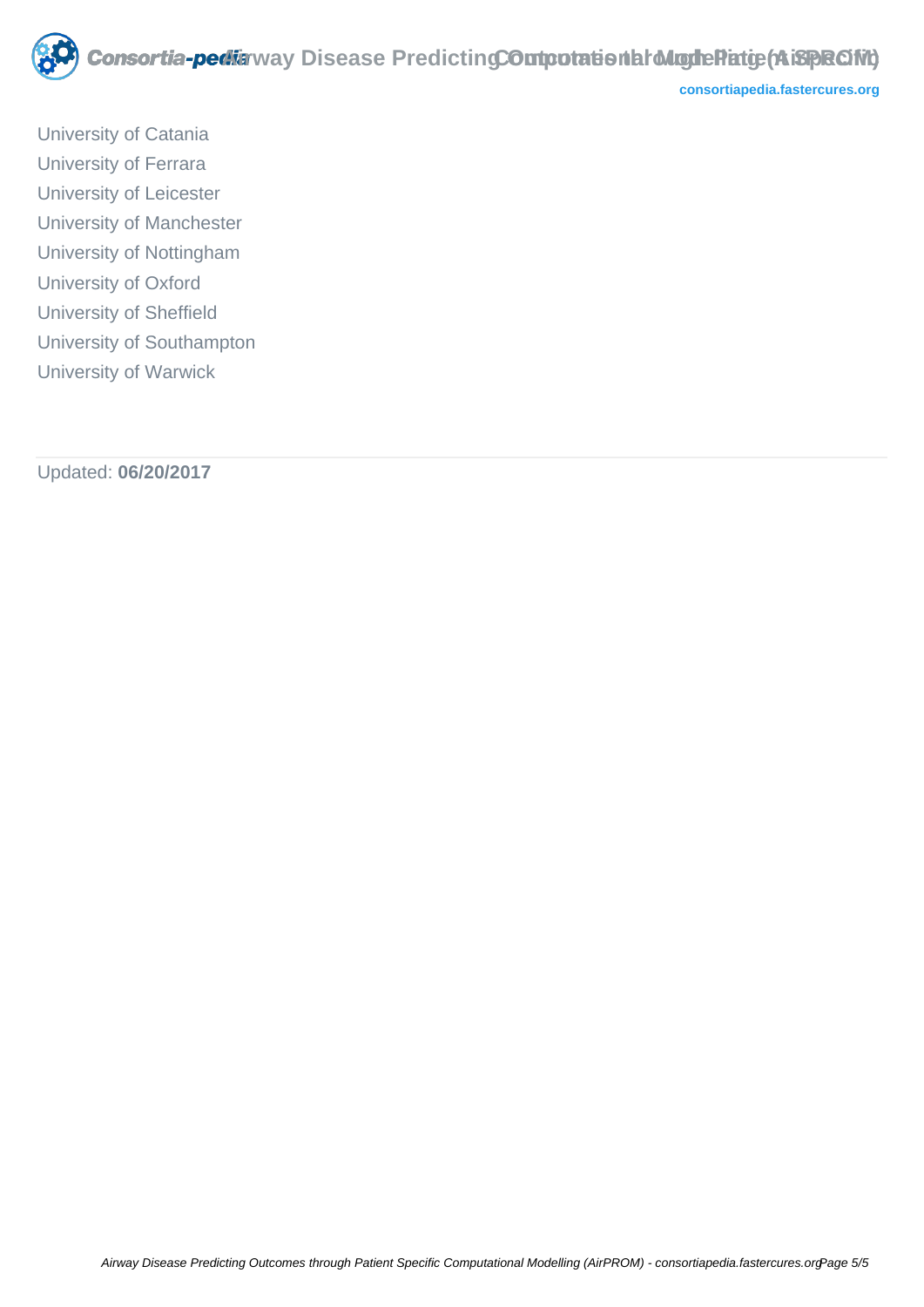University of Catania
University of Ferrara
University of Leicester
University of Manchester
University of Nottingham
University of Oxford
University of Sheffield
University of Southampton
University of Warwick

---

Updated: **06/20/2017**